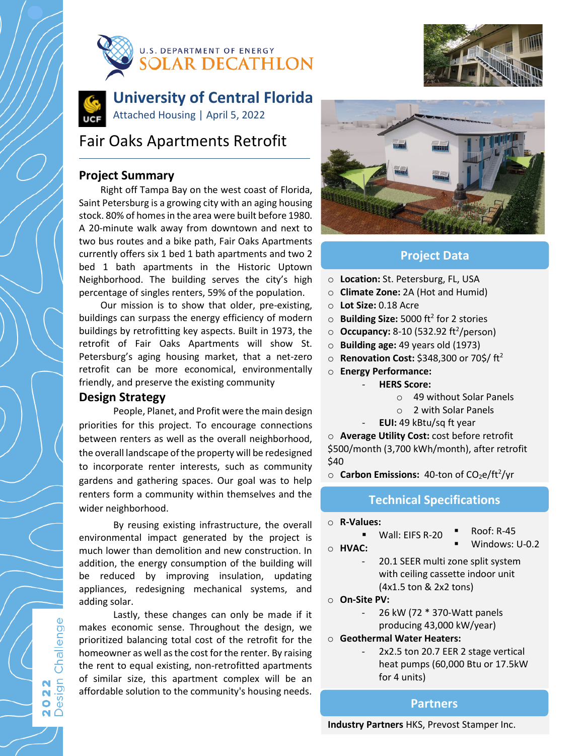U.S. DEPARTMENT OF ENERGY
SOLAR DECATHLON

# University of Central Florida

Attached Housing | April 5, 2022

## Fair Oaks Apartments Retrofit

### Project Summary

Right off Tampa Bay on the west coast of Florida, Saint Petersburg is a growing city with an aging housing stock. 80% of homes in the area were built before 1980. A 20-minute walk away from downtown and next to two bus routes and a bike path, Fair Oaks Apartments currently offers six 1 bed 1 bath apartments and two 2 bed 1 bath apartments in the Historic Uptown Neighborhood. The building serves the city's high percentage of singles renters, 59% of the population.

Our mission is to show that older, pre-existing, buildings can surpass the energy efficiency of modern buildings by retrofitting key aspects. Built in 1973, the retrofit of Fair Oaks Apartments will show St. Petersburg's aging housing market, that a net-zero retrofit can be more economical, environmentally friendly, and preserve the existing community

### Design Strategy

People, Planet, and Profit were the main design priorities for this project. To encourage connections between renters as well as the overall neighborhood, the overall landscape of the property will be redesigned to incorporate renter interests, such as community gardens and gathering spaces. Our goal was to help renters form a community within themselves and the wider neighborhood.

By reusing existing infrastructure, the overall environmental impact generated by the project is much lower than demolition and new construction. In addition, the energy consumption of the building will be reduced by improving insulation, updating appliances, redesigning mechanical systems, and adding solar.

Lastly, these changes can only be made if it makes economic sense. Throughout the design, we prioritized balancing total cost of the retrofit for the homeowner as well as the cost for the renter. By raising the rent to equal existing, non-retrofitted apartments of similar size, this apartment complex will be an affordable solution to the community's housing needs.

### Project Data

- **Location:** St. Petersburg, FL, USA
- **Climate Zone:** 2A (Hot and Humid)
- **Lot Size:** 0.18 Acre
- **Building Size:** 5000 ft$^2$ for 2 stories
- **Occupancy:** 8-10 (532.92 ft$^2$/person)
- **Building age:** 49 years old (1973)
- **Renovation Cost:** $348,300 or 70$/ ft$^2$
- **Energy Performance:**
  - **HERS Score:**
    - 49 without Solar Panels
    - 2 with Solar Panels
  - **EUI:** 49 kBtu/sq ft year
- **Average Utility Cost:** cost before retrofit $500/month (3,700 kWh/month), after retrofit $40
- **Carbon Emissions:** 40-ton of $CO_2$e/ft$^2$/yr

### Technical Specifications

- **R-Values:**
  - Wall: EIFS R-20
  - Roof: R-45
  - Windows: U-0.2
- **HVAC:**
  - 20.1 SEER multi zone split system with ceiling cassette indoor unit (4x1.5 ton & 2x2 tons)
- **On-Site PV:**
  - 26 kW (72 * 370-Watt panels producing 43,000 kW/year)
- **Geothermal Water Heaters:**
  - 2x2.5 ton 20.7 EER 2 stage vertical heat pumps (60,000 Btu or 17.5kW for 4 units)

### Partners

**Industry Partners** HKS, Prevost Stamper Inc.

2022 Design Challenge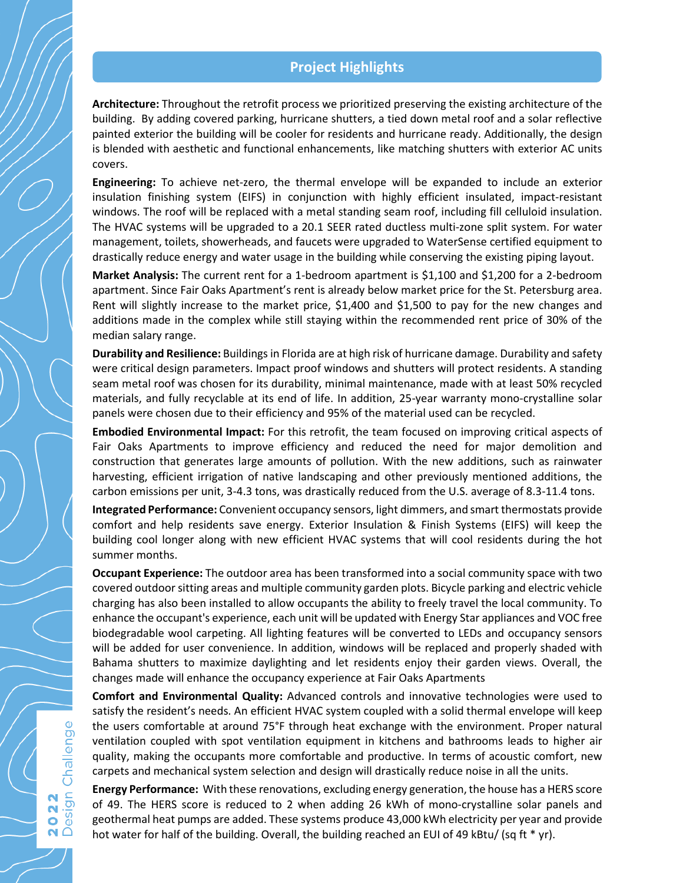## Project Highlights

**Architecture:** Throughout the retrofit process we prioritized preserving the existing architecture of the building. By adding covered parking, hurricane shutters, a tied down metal roof and a solar reflective painted exterior the building will be cooler for residents and hurricane ready. Additionally, the design is blended with aesthetic and functional enhancements, like matching shutters with exterior AC units covers.

**Engineering:** To achieve net-zero, the thermal envelope will be expanded to include an exterior insulation finishing system (EIFS) in conjunction with highly efficient insulated, impact-resistant windows. The roof will be replaced with a metal standing seam roof, including fill celluloid insulation. The HVAC systems will be upgraded to a 20.1 SEER rated ductless multi-zone split system. For water management, toilets, showerheads, and faucets were upgraded to WaterSense certified equipment to drastically reduce energy and water usage in the building while conserving the existing piping layout.

**Market Analysis:** The current rent for a 1-bedroom apartment is $1,100 and $1,200 for a 2-bedroom apartment. Since Fair Oaks Apartment's rent is already below market price for the St. Petersburg area. Rent will slightly increase to the market price, $1,400 and $1,500 to pay for the new changes and additions made in the complex while still staying within the recommended rent price of 30% of the median salary range.

**Durability and Resilience:** Buildings in Florida are at high risk of hurricane damage. Durability and safety were critical design parameters. Impact proof windows and shutters will protect residents. A standing seam metal roof was chosen for its durability, minimal maintenance, made with at least 50% recycled materials, and fully recyclable at its end of life. In addition, 25-year warranty mono-crystalline solar panels were chosen due to their efficiency and 95% of the material used can be recycled.

**Embodied Environmental Impact:** For this retrofit, the team focused on improving critical aspects of Fair Oaks Apartments to improve efficiency and reduced the need for major demolition and construction that generates large amounts of pollution. With the new additions, such as rainwater harvesting, efficient irrigation of native landscaping and other previously mentioned additions, the carbon emissions per unit, 3-4.3 tons, was drastically reduced from the U.S. average of 8.3-11.4 tons.

**Integrated Performance:** Convenient occupancy sensors, light dimmers, and smart thermostats provide comfort and help residents save energy. Exterior Insulation & Finish Systems (EIFS) will keep the building cool longer along with new efficient HVAC systems that will cool residents during the hot summer months.

**Occupant Experience:** The outdoor area has been transformed into a social community space with two covered outdoor sitting areas and multiple community garden plots. Bicycle parking and electric vehicle charging has also been installed to allow occupants the ability to freely travel the local community. To enhance the occupant's experience, each unit will be updated with Energy Star appliances and VOC free biodegradable wool carpeting. All lighting features will be converted to LEDs and occupancy sensors will be added for user convenience. In addition, windows will be replaced and properly shaded with Bahama shutters to maximize daylighting and let residents enjoy their garden views. Overall, the changes made will enhance the occupancy experience at Fair Oaks Apartments

**Comfort and Environmental Quality:** Advanced controls and innovative technologies were used to satisfy the resident's needs. An efficient HVAC system coupled with a solid thermal envelope will keep the users comfortable at around 75°F through heat exchange with the environment. Proper natural ventilation coupled with spot ventilation equipment in kitchens and bathrooms leads to higher air quality, making the occupants more comfortable and productive. In terms of acoustic comfort, new carpets and mechanical system selection and design will drastically reduce noise in all the units.

**Energy Performance:** With these renovations, excluding energy generation, the house has a HERS score of 49. The HERS score is reduced to 2 when adding 26 kWh of mono-crystalline solar panels and geothermal heat pumps are added. These systems produce 43,000 kWh electricity per year and provide hot water for half of the building. Overall, the building reached an EUI of 49 kBtu/ (sq ft * yr).